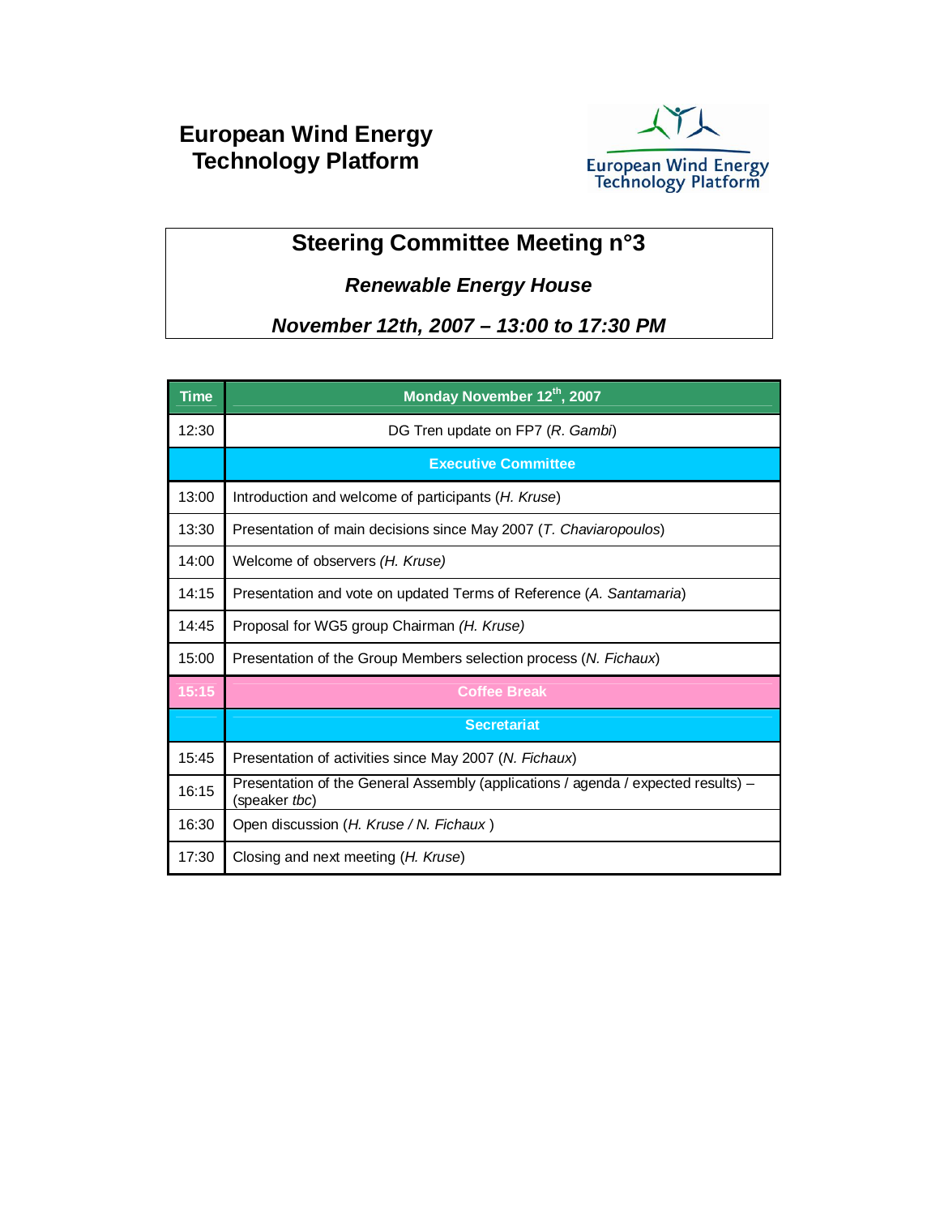# European Wind Energy Technology Platform

European Wind Energy Technology Platform

## Steering Committee Meeting n°3

***Renewable Energy House***

***November 12th, 2007 – 13:00 to 17:30 PM***

| Time | Monday November 12th, 2007 |
|---|---|
| 12:30 | DG Tren update on FP7 (*R. Gambi*) |
| | **Executive Committee** |
| 13:00 | Introduction and welcome of participants (*H. Kruse*) |
| 13:30 | Presentation of main decisions since May 2007 (*T. Chaviaropoulos*) |
| 14:00 | Welcome of observers *(H. Kruse)* |
| 14:15 | Presentation and vote on updated Terms of Reference (*A. Santamaria*) |
| 14:45 | Proposal for WG5 group Chairman *(H. Kruse)* |
| 15:00 | Presentation of the Group Members selection process (*N. Fichaux*) |
| **15:15** | **Coffee Break** |
| | **Secretariat** |
| 15:45 | Presentation of activities since May 2007 (*N. Fichaux*) |
| 16:15 | Presentation of the General Assembly (applications / agenda / expected results) – (speaker *tbc*) |
| 16:30 | Open discussion (*H. Kruse / N. Fichaux* ) |
| 17:30 | Closing and next meeting (*H. Kruse*) |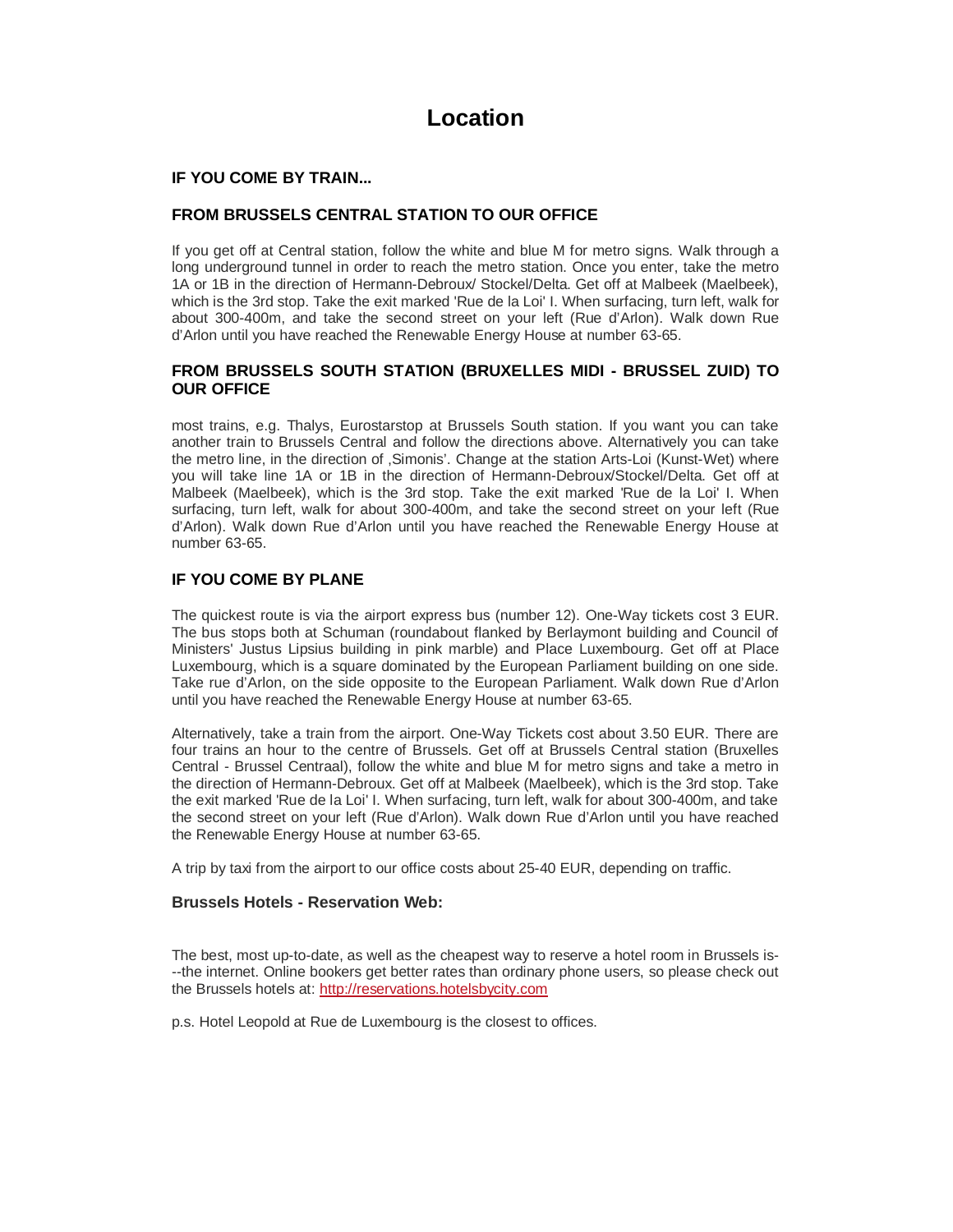# Location

### IF YOU COME BY TRAIN...

### FROM BRUSSELS CENTRAL STATION TO OUR OFFICE

If you get off at Central station, follow the white and blue M for metro signs. Walk through a long underground tunnel in order to reach the metro station. Once you enter, take the metro 1A or 1B in the direction of Hermann-Debroux/ Stockel/Delta. Get off at Malbeek (Maelbeek), which is the 3rd stop. Take the exit marked 'Rue de la Loi' I. When surfacing, turn left, walk for about 300-400m, and take the second street on your left (Rue d'Arlon). Walk down Rue d'Arlon until you have reached the Renewable Energy House at number 63-65.

### FROM BRUSSELS SOUTH STATION (BRUXELLES MIDI - BRUSSEL ZUID) TO OUR OFFICE

most trains, e.g. Thalys, Eurostarstop at Brussels South station. If you want you can take another train to Brussels Central and follow the directions above. Alternatively you can take the metro line, in the direction of ‚Simonis'. Change at the station Arts-Loi (Kunst-Wet) where you will take line 1A or 1B in the direction of Hermann-Debroux/Stockel/Delta. Get off at Malbeek (Maelbeek), which is the 3rd stop. Take the exit marked 'Rue de la Loi' I. When surfacing, turn left, walk for about 300-400m, and take the second street on your left (Rue d'Arlon). Walk down Rue d'Arlon until you have reached the Renewable Energy House at number 63-65.

### IF YOU COME BY PLANE

The quickest route is via the airport express bus (number 12). One-Way tickets cost 3 EUR. The bus stops both at Schuman (roundabout flanked by Berlaymont building and Council of Ministers' Justus Lipsius building in pink marble) and Place Luxembourg. Get off at Place Luxembourg, which is a square dominated by the European Parliament building on one side. Take rue d'Arlon, on the side opposite to the European Parliament. Walk down Rue d'Arlon until you have reached the Renewable Energy House at number 63-65.

Alternatively, take a train from the airport. One-Way Tickets cost about 3.50 EUR. There are four trains an hour to the centre of Brussels. Get off at Brussels Central station (Bruxelles Central - Brussel Centraal), follow the white and blue M for metro signs and take a metro in the direction of Hermann-Debroux. Get off at Malbeek (Maelbeek), which is the 3rd stop. Take the exit marked 'Rue de la Loi' I. When surfacing, turn left, walk for about 300-400m, and take the second street on your left (Rue d'Arlon). Walk down Rue d'Arlon until you have reached the Renewable Energy House at number 63-65.

A trip by taxi from the airport to our office costs about 25-40 EUR, depending on traffic.

### Brussels Hotels - Reservation Web:

The best, most up-to-date, as well as the cheapest way to reserve a hotel room in Brussels is---the internet. Online bookers get better rates than ordinary phone users, so please check out the Brussels hotels at: [http://reservations.hotelsbycity.com](http://reservations.hotelsbycity.com)

p.s. Hotel Leopold at Rue de Luxembourg is the closest to offices.